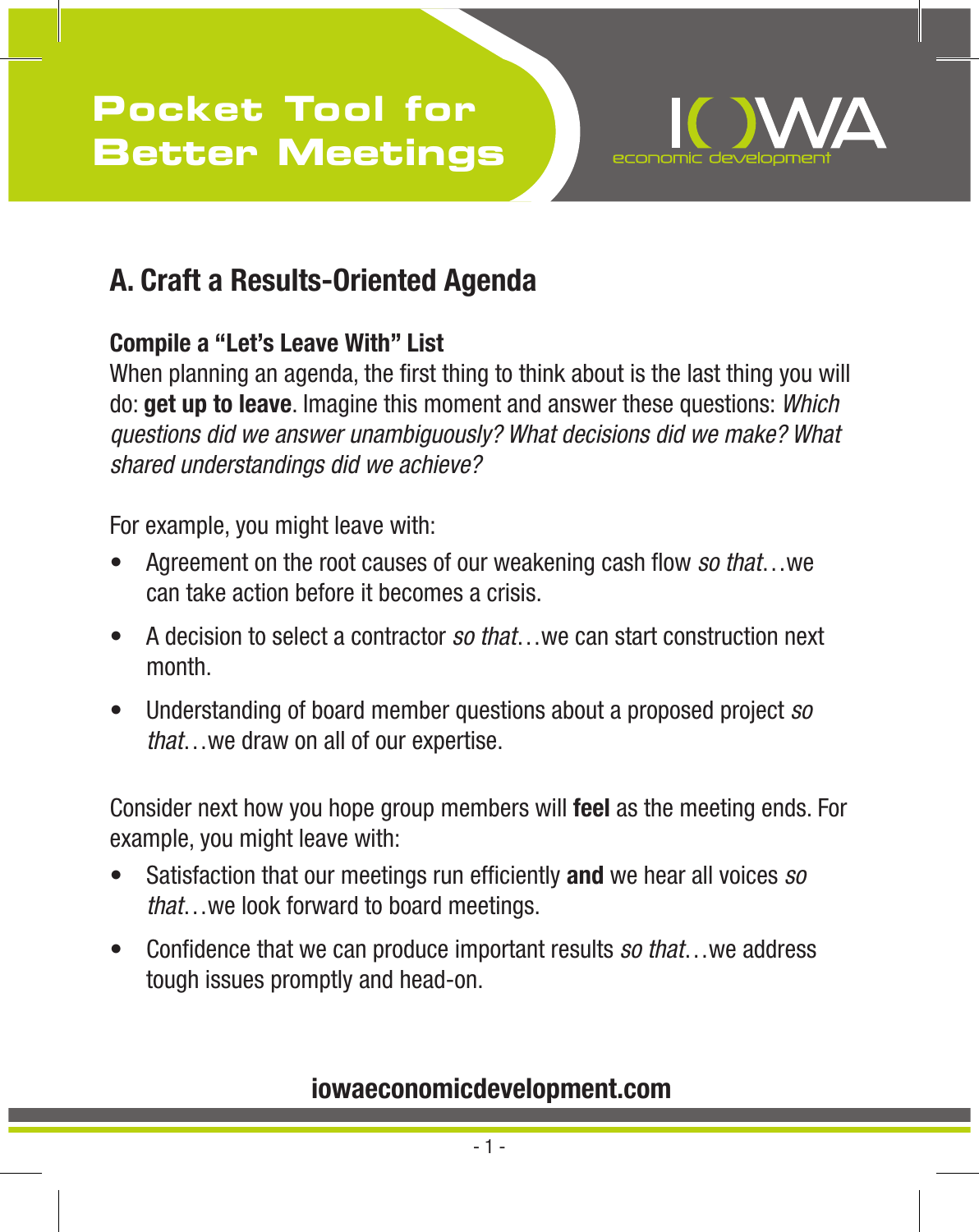# Pocket Tool for Better Meetings

IOWA economic development

## A. Craft a Results-Oriented Agenda

### Compile a "Let's Leave With" List

When planning an agenda, the first thing to think about is the last thing you will do: **get up to leave**. Imagine this moment and answer these questions: *Which questions did we answer unambiguously? What decisions did we make? What shared understandings did we achieve?*

For example, you might leave with:

- Agreement on the root causes of our weakening cash flow *so that*…we can take action before it becomes a crisis.
- A decision to select a contractor *so that*…we can start construction next month.
- Understanding of board member questions about a proposed project *so that*…we draw on all of our expertise.

Consider next how you hope group members will **feel** as the meeting ends. For example, you might leave with:

- Satisfaction that our meetings run efficiently **and** we hear all voices *so that*…we look forward to board meetings.
- Confidence that we can produce important results *so that*…we address tough issues promptly and head-on.

**iowaeconomicdevelopment.com**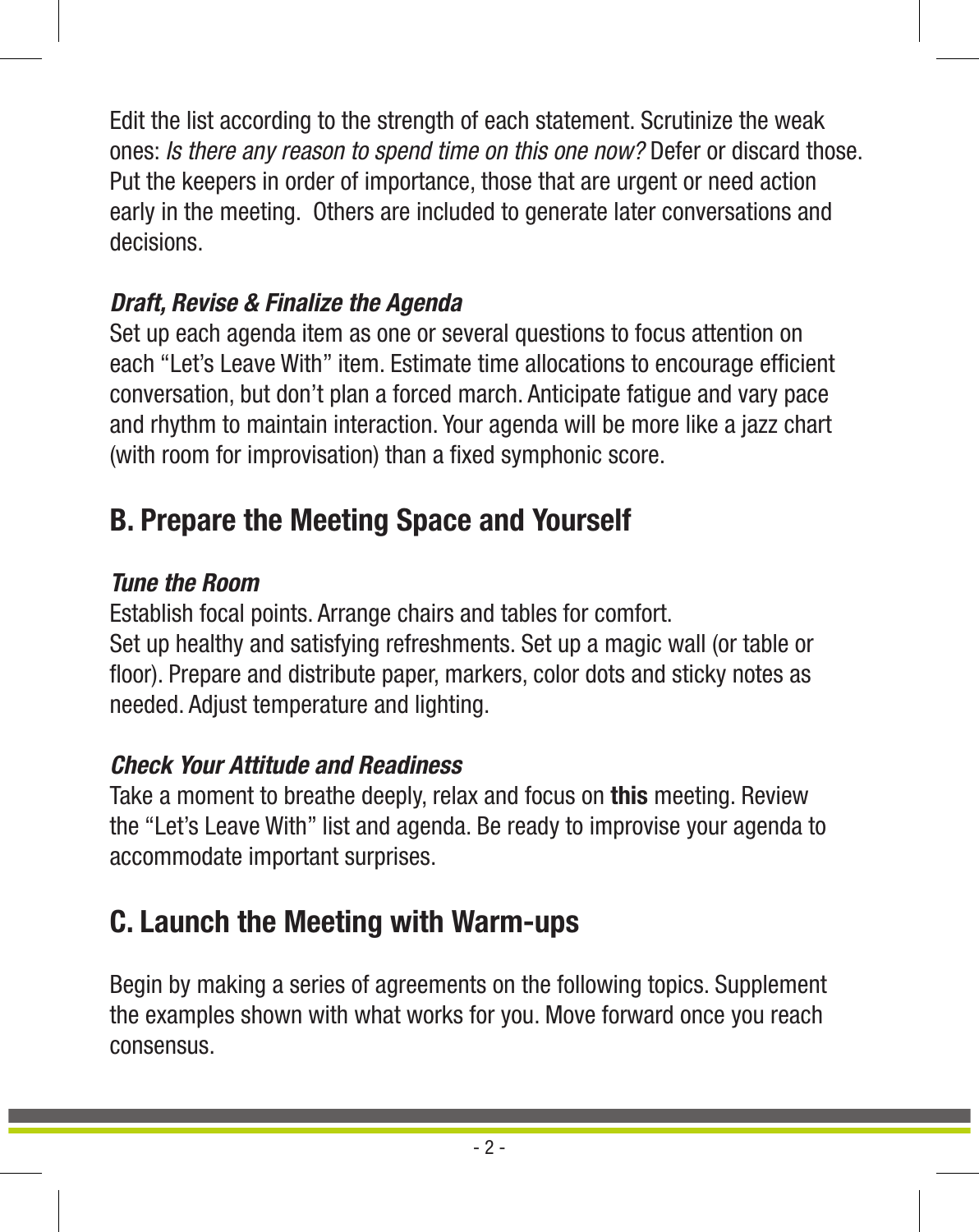Edit the list according to the strength of each statement. Scrutinize the weak ones: *Is there any reason to spend time on this one now?* Defer or discard those. Put the keepers in order of importance, those that are urgent or need action early in the meeting.  Others are included to generate later conversations and decisions.

***Draft, Revise & Finalize the Agenda***

Set up each agenda item as one or several questions to focus attention on each “Let’s Leave With” item. Estimate time allocations to encourage efficient conversation, but don’t plan a forced march. Anticipate fatigue and vary pace and rhythm to maintain interaction. Your agenda will be more like a jazz chart (with room for improvisation) than a fixed symphonic score.

## B. Prepare the Meeting Space and Yourself

***Tune the Room***

Establish focal points. Arrange chairs and tables for comfort.
Set up healthy and satisfying refreshments. Set up a magic wall (or table or floor). Prepare and distribute paper, markers, color dots and sticky notes as needed. Adjust temperature and lighting.

***Check Your Attitude and Readiness***

Take a moment to breathe deeply, relax and focus on **this** meeting. Review the “Let’s Leave With” list and agenda. Be ready to improvise your agenda to accommodate important surprises.

## C. Launch the Meeting with Warm-ups

Begin by making a series of agreements on the following topics. Supplement the examples shown with what works for you. Move forward once you reach consensus.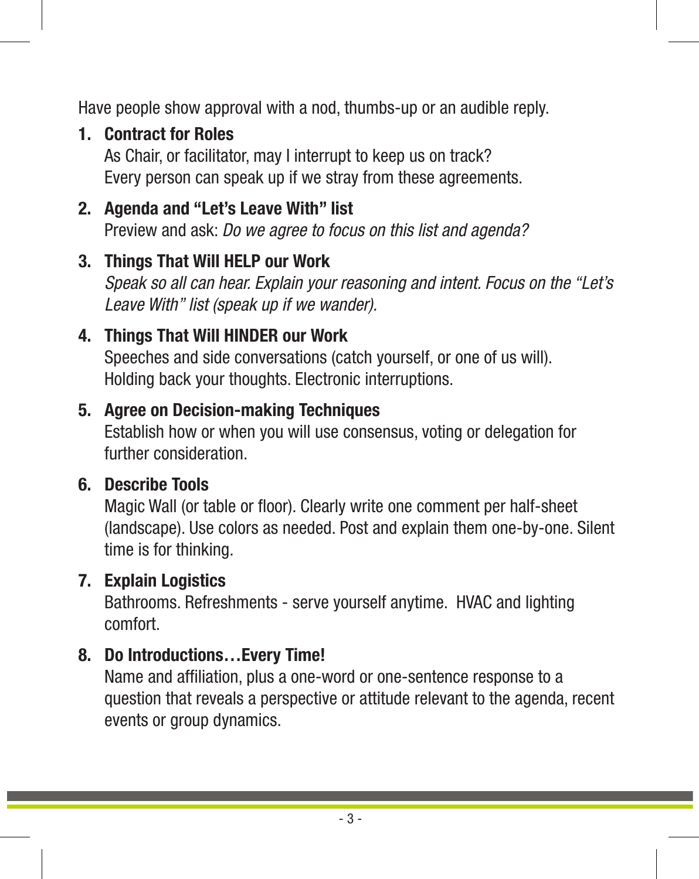Have people show approval with a nod, thumbs-up or an audible reply.

1. **Contract for Roles**
   As Chair, or facilitator, may I interrupt to keep us on track?
   Every person can speak up if we stray from these agreements.

2. **Agenda and "Let's Leave With" list**
   Preview and ask: *Do we agree to focus on this list and agenda?*

3. **Things That Will HELP our Work**
   *Speak so all can hear. Explain your reasoning and intent. Focus on the "Let's Leave With" list (speak up if we wander).*

4. **Things That Will HINDER our Work**
   Speeches and side conversations (catch yourself, or one of us will).
   Holding back your thoughts. Electronic interruptions.

5. **Agree on Decision-making Techniques**
   Establish how or when you will use consensus, voting or delegation for further consideration.

6. **Describe Tools**
   Magic Wall (or table or floor). Clearly write one comment per half-sheet (landscape). Use colors as needed. Post and explain them one-by-one. Silent time is for thinking.

7. **Explain Logistics**
   Bathrooms. Refreshments - serve yourself anytime. HVAC and lighting comfort.

8. **Do Introductions…Every Time!**
   Name and affiliation, plus a one-word or one-sentence response to a question that reveals a perspective or attitude relevant to the agenda, recent events or group dynamics.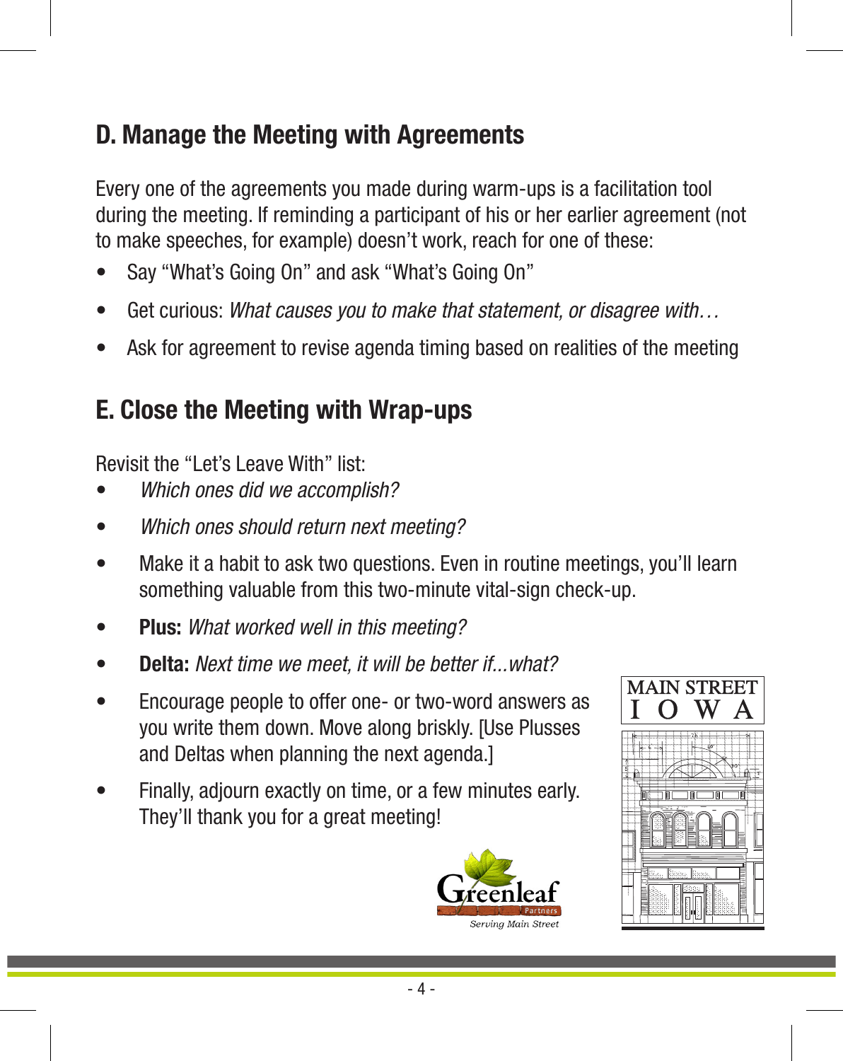## D. Manage the Meeting with Agreements

Every one of the agreements you made during warm-ups is a facilitation tool during the meeting. If reminding a participant of his or her earlier agreement (not to make speeches, for example) doesn't work, reach for one of these:

- Say "What's Going On" and ask "What's Going On"
- Get curious: *What causes you to make that statement, or disagree with…*
- Ask for agreement to revise agenda timing based on realities of the meeting

## E. Close the Meeting with Wrap-ups

Revisit the "Let's Leave With" list:

- *Which ones did we accomplish?*
- *Which ones should return next meeting?*
- Make it a habit to ask two questions. Even in routine meetings, you'll learn something valuable from this two-minute vital-sign check-up.
- **Plus:** *What worked well in this meeting?*
- **Delta:** *Next time we meet, it will be better if...what?*
- Encourage people to offer one- or two-word answers as you write them down. Move along briskly. [Use Plusses and Deltas when planning the next agenda.]
- Finally, adjourn exactly on time, or a few minutes early. They'll thank you for a great meeting!

Greenleaf Partners
Serving Main Street

MAIN STREET IOWA